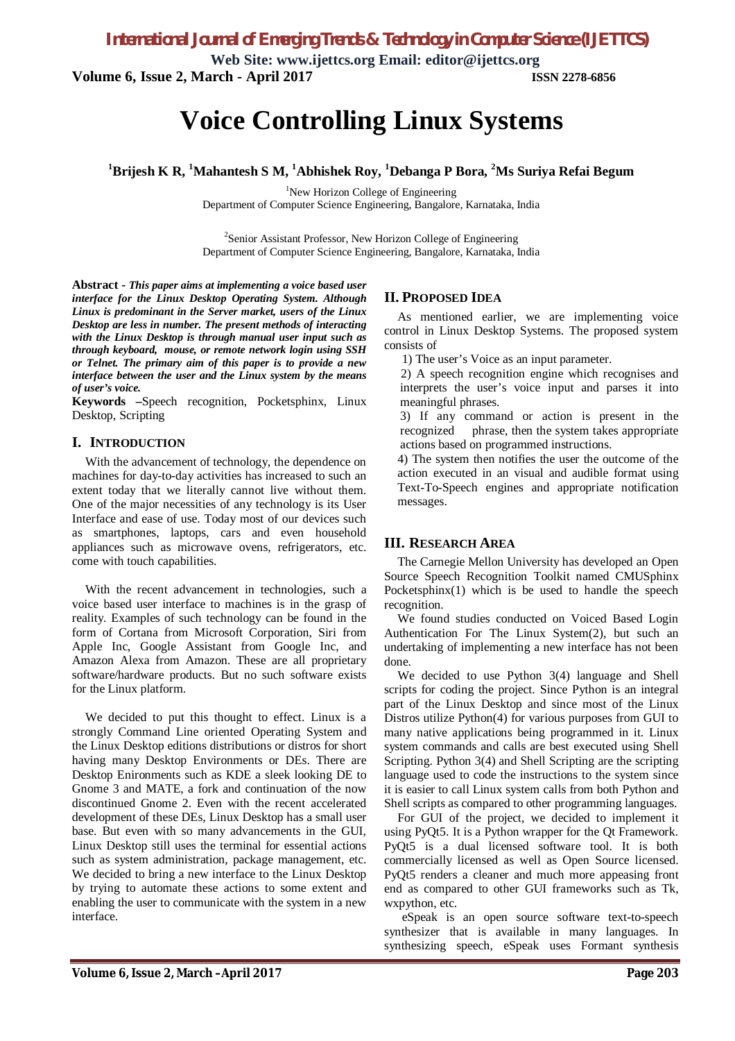# Voice Controlling Linux Systems

**[1]Brijesh K R, [1]Mahantesh S M, [1]Abhishek Roy, [1]Debanga P Bora, [2]Ms Suriya Refai Begum**

[1]New Horizon College of Engineering
Department of Computer Science Engineering, Bangalore, Karnataka, India

[2]Senior Assistant Professor, New Horizon College of Engineering
Department of Computer Science Engineering, Bangalore, Karnataka, India

**Abstract** - ***This paper aims at implementing a voice based user interface for the Linux Desktop Operating System. Although Linux is predominant in the Server market, users of the Linux Desktop are less in number. The present methods of interacting with the Linux Desktop is through manual user input such as through keyboard, mouse, or remote network login using SSH or Telnet. The primary aim of this paper is to provide a new interface between the user and the Linux system by the means of user's voice.***

**Keywords** –Speech recognition, Pocketsphinx, Linux Desktop, Scripting

## I. INTRODUCTION

With the advancement of technology, the dependence on machines for day-to-day activities has increased to such an extent today that we literally cannot live without them. One of the major necessities of any technology is its User Interface and ease of use. Today most of our devices such as smartphones, laptops, cars and even household appliances such as microwave ovens, refrigerators, etc. come with touch capabilities.

With the recent advancement in technologies, such a voice based user interface to machines is in the grasp of reality. Examples of such technology can be found in the form of Cortana from Microsoft Corporation, Siri from Apple Inc, Google Assistant from Google Inc, and Amazon Alexa from Amazon. These are all proprietary software/hardware products. But no such software exists for the Linux platform.

We decided to put this thought to effect. Linux is a strongly Command Line oriented Operating System and the Linux Desktop editions distributions or distros for short having many Desktop Environments or DEs. There are Desktop Enironments such as KDE a sleek looking DE to Gnome 3 and MATE, a fork and continuation of the now discontinued Gnome 2. Even with the recent accelerated development of these DEs, Linux Desktop has a small user base. But even with so many advancements in the GUI, Linux Desktop still uses the terminal for essential actions such as system administration, package management, etc. We decided to bring a new interface to the Linux Desktop by trying to automate these actions to some extent and enabling the user to communicate with the system in a new interface.

## II. PROPOSED IDEA

As mentioned earlier, we are implementing voice control in Linux Desktop Systems. The proposed system consists of

1) The user's Voice as an input parameter.
2) A speech recognition engine which recognises and interprets the user's voice input and parses it into meaningful phrases.
3) If any command or action is present in the recognized phrase, then the system takes appropriate actions based on programmed instructions.
4) The system then notifies the user the outcome of the action executed in an visual and audible format using Text-To-Speech engines and appropriate notification messages.

## III. RESEARCH AREA

The Carnegie Mellon University has developed an Open Source Speech Recognition Toolkit named CMUSphinx Pocketsphinx(1) which is be used to handle the speech recognition.

We found studies conducted on Voiced Based Login Authentication For The Linux System(2), but such an undertaking of implementing a new interface has not been done.

We decided to use Python 3(4) language and Shell scripts for coding the project. Since Python is an integral part of the Linux Desktop and since most of the Linux Distros utilize Python(4) for various purposes from GUI to many native applications being programmed in it. Linux system commands and calls are best executed using Shell Scripting. Python 3(4) and Shell Scripting are the scripting language used to code the instructions to the system since it is easier to call Linux system calls from both Python and Shell scripts as compared to other programming languages.

For GUI of the project, we decided to implement it using PyQt5. It is a Python wrapper for the Qt Framework. PyQt5 is a dual licensed software tool. It is both commercially licensed as well as Open Source licensed. PyQt5 renders a cleaner and much more appeasing front end as compared to other GUI frameworks such as Tk, wxpython, etc.

eSpeak is an open source software text-to-speech synthesizer that is available in many languages. In synthesizing speech, eSpeak uses Formant synthesis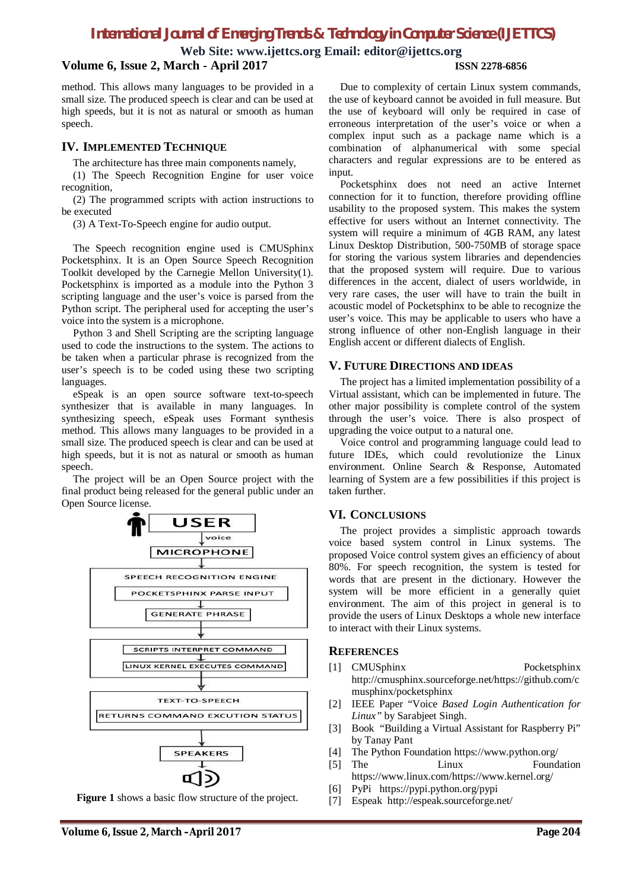method. This allows many languages to be provided in a small size. The produced speech is clear and can be used at high speeds, but it is not as natural or smooth as human speech.

## IV. Implemented Technique

The architecture has three main components namely,

(1) The Speech Recognition Engine for user voice recognition,

(2) The programmed scripts with action instructions to be executed

(3) A Text-To-Speech engine for audio output.

The Speech recognition engine used is CMUSphinx Pocketsphinx. It is an Open Source Speech Recognition Toolkit developed by the Carnegie Mellon University(1). Pocketsphinx is imported as a module into the Python 3 scripting language and the user's voice is parsed from the Python script. The peripheral used for accepting the user's voice into the system is a microphone.

Python 3 and Shell Scripting are the scripting language used to code the instructions to the system. The actions to be taken when a particular phrase is recognized from the user's speech is to be coded using these two scripting languages.

eSpeak is an open source software text-to-speech synthesizer that is available in many languages. In synthesizing speech, eSpeak uses Formant synthesis method. This allows many languages to be provided in a small size. The produced speech is clear and can be used at high speeds, but it is not as natural or smooth as human speech.

The project will be an Open Source project with the final product being released for the general public under an Open Source license.

USER
voice
MICROPHONE
SPEECH RECOGNITION ENGINE
POCKETSPHINX PARSE INPUT
GENERATE PHRASE
SCRIPTS INTERPRET COMMAND
LINUX KERNEL EXECUTES COMMAND
TEXT-TO-SPEECH
RETURNS COMMAND EXCUTION STATUS
SPEAKERS

**Figure 1** shows a basic flow structure of the project.

Due to complexity of certain Linux system commands, the use of keyboard cannot be avoided in full measure. But the use of keyboard will only be required in case of erroneous interpretation of the user's voice or when a complex input such as a package name which is a combination of alphanumerical with some special characters and regular expressions are to be entered as input.

Pocketsphinx does not need an active Internet connection for it to function, therefore providing offline usability to the proposed system. This makes the system effective for users without an Internet connectivity. The system will require a minimum of 4GB RAM, any latest Linux Desktop Distribution, 500-750MB of storage space for storing the various system libraries and dependencies that the proposed system will require. Due to various differences in the accent, dialect of users worldwide, in very rare cases, the user will have to train the built in acoustic model of Pocketsphinx to be able to recognize the user's voice. This may be applicable to users who have a strong influence of other non-English language in their English accent or different dialects of English.

## V. Future Directions and Ideas

The project has a limited implementation possibility of a Virtual assistant, which can be implemented in future. The other major possibility is complete control of the system through the user's voice. There is also prospect of upgrading the voice output to a natural one.

Voice control and programming language could lead to future IDEs, which could revolutionize the Linux environment. Online Search & Response, Automated learning of System are a few possibilities if this project is taken further.

## VI. Conclusions

The project provides a simplistic approach towards voice based system control in Linux systems. The proposed Voice control system gives an efficiency of about 80%. For speech recognition, the system is tested for words that are present in the dictionary. However the system will be more efficient in a generally quiet environment. The aim of this project in general is to provide the users of Linux Desktops a whole new interface to interact with their Linux systems.

## References

[1] CMUSphinx Pocketsphinx http://cmusphinx.sourceforge.net/https://github.com/cmusphinx/pocketsphinx

[2] IEEE Paper "Voice *Based Login Authentication for Linux"* by Sarabjeet Singh.

[3] Book "Building a Virtual Assistant for Raspberry Pi" by Tanay Pant

[4] The Python Foundation https://www.python.org/

[5] The Linux Foundation https://www.linux.com/https://www.kernel.org/

[6] PyPi https://pypi.python.org/pypi

[7] Espeak http://espeak.sourceforge.net/